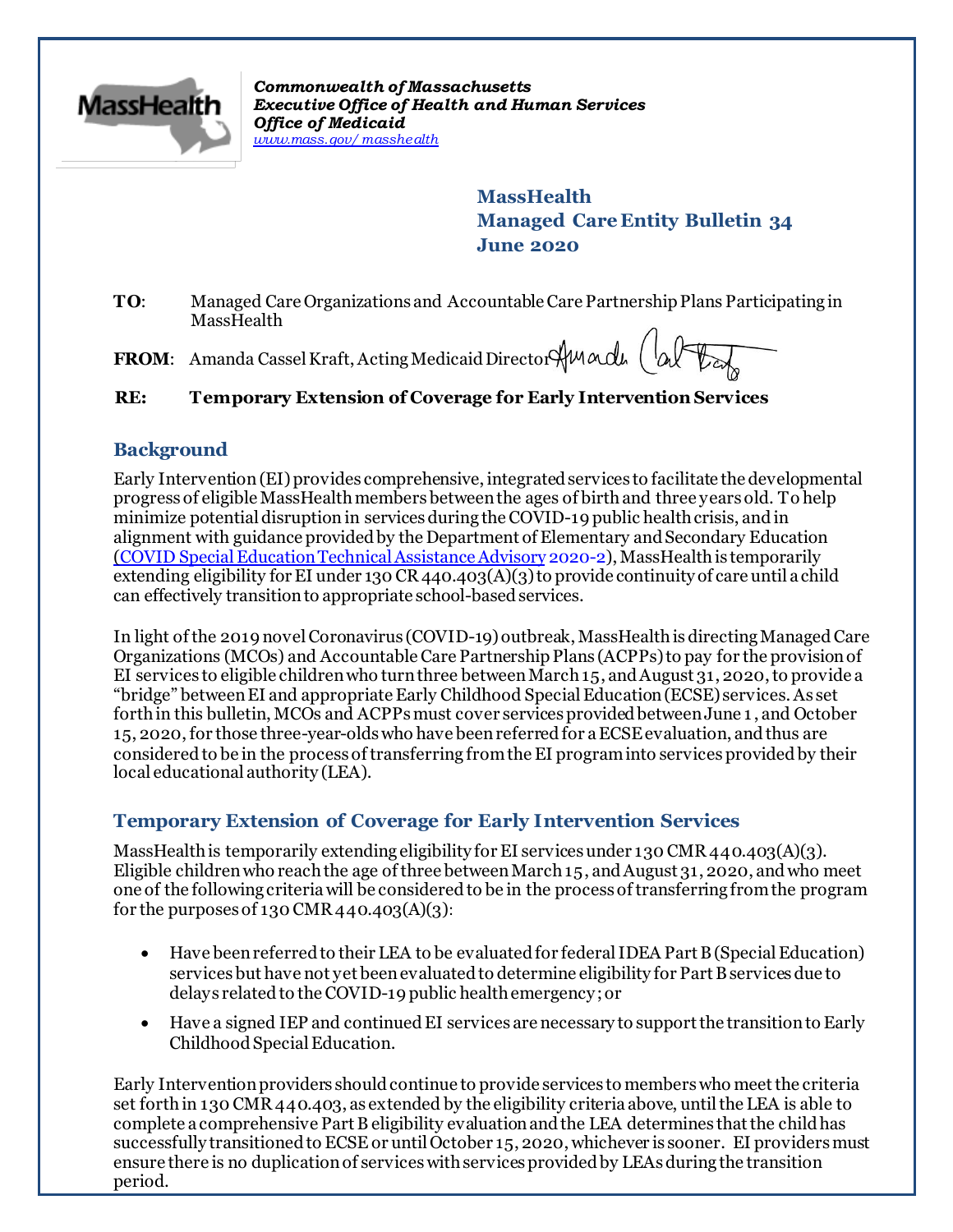*Commonwealth of Massachusetts*
*Executive Office of Health and Human Services*
*Office of Medicaid*
*www.mass.gov/masshealth*

**MassHealth**
**Managed Care Entity Bulletin 34**
**June 2020**

**TO**: Managed Care Organizations and Accountable Care Partnership Plans Participating in MassHealth

**FROM**: Amanda Cassel Kraft, Acting Medicaid Director

**RE: Temporary Extension of Coverage for Early Intervention Services**

## Background

Early Intervention (EI) provides comprehensive, integrated services to facilitate the developmental progress of eligible MassHealth members between the ages of birth and three years old. To help minimize potential disruption in services during the COVID-19 public health crisis, and in alignment with guidance provided by the Department of Elementary and Secondary Education (COVID Special Education Technical Assistance Advisory 2020-2), MassHealth is temporarily extending eligibility for EI under 130 CR 440.403(A)(3) to provide continuity of care until a child can effectively transition to appropriate school-based services.

In light of the 2019 novel Coronavirus (COVID-19) outbreak, MassHealth is directing Managed Care Organizations (MCOs) and Accountable Care Partnership Plans (ACPPs) to pay for the provision of EI services to eligible children who turn three between March 15, and August 31, 2020, to provide a "bridge" between EI and appropriate Early Childhood Special Education (ECSE) services. As set forth in this bulletin, MCOs and ACPPs must cover services provided between June 1, and October 15, 2020, for those three-year-olds who have been referred for a ECSE evaluation, and thus are considered to be in the process of transferring from the EI program into services provided by their local educational authority (LEA).

## Temporary Extension of Coverage for Early Intervention Services

MassHealth is temporarily extending eligibility for EI services under 130 CMR 440.403(A)(3). Eligible children who reach the age of three between March 15, and August 31, 2020, and who meet one of the following criteria will be considered to be in the process of transferring from the program for the purposes of 130 CMR 440.403(A)(3):

- Have been referred to their LEA to be evaluated for federal IDEA Part B (Special Education) services but have not yet been evaluated to determine eligibility for Part B services due to delays related to the COVID-19 public health emergency; or
- Have a signed IEP and continued EI services are necessary to support the transition to Early Childhood Special Education.

Early Intervention providers should continue to provide services to members who meet the criteria set forth in 130 CMR 440.403, as extended by the eligibility criteria above, until the LEA is able to complete a comprehensive Part B eligibility evaluation and the LEA determines that the child has successfully transitioned to ECSE or until October 15, 2020, whichever is sooner. EI providers must ensure there is no duplication of services with services provided by LEAs during the transition period.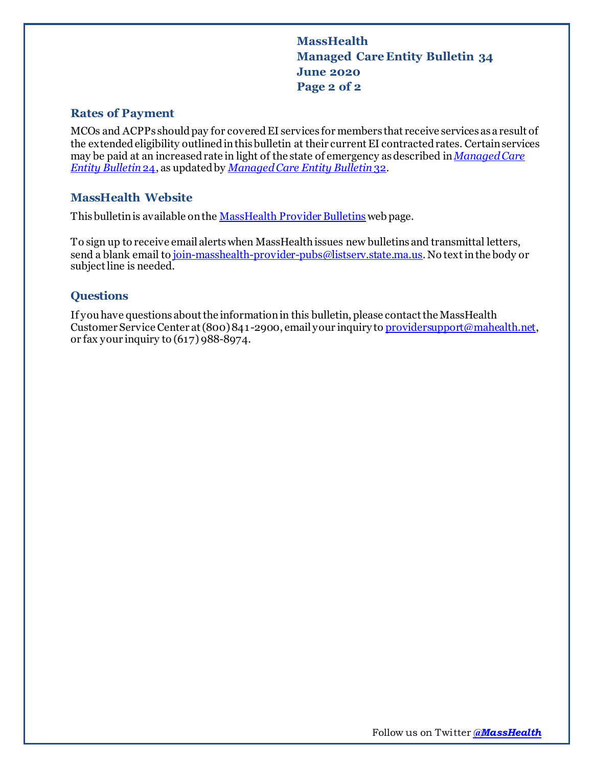## Rates of Payment

MCOs and ACPPs should pay for covered EI services for members that receive services as a result of the extended eligibility outlined in this bulletin at their current EI contracted rates. Certain services may be paid at an increased rate in light of the state of emergency as described in *Managed Care Entity Bulletin* 24, as updated by *Managed Care Entity Bulletin* 32.

## MassHealth Website

This bulletin is available on the MassHealth Provider Bulletins web page.

To sign up to receive email alerts when MassHealth issues new bulletins and transmittal letters, send a blank email to join-masshealth-provider-pubs@listserv.state.ma.us. No text in the body or subject line is needed.

## Questions

If you have questions about the information in this bulletin, please contact the MassHealth Customer Service Center at (800) 841-2900, email your inquiry to providersupport@mahealth.net, or fax your inquiry to (617) 988-8974.

Follow us on Twitter ***@MassHealth***